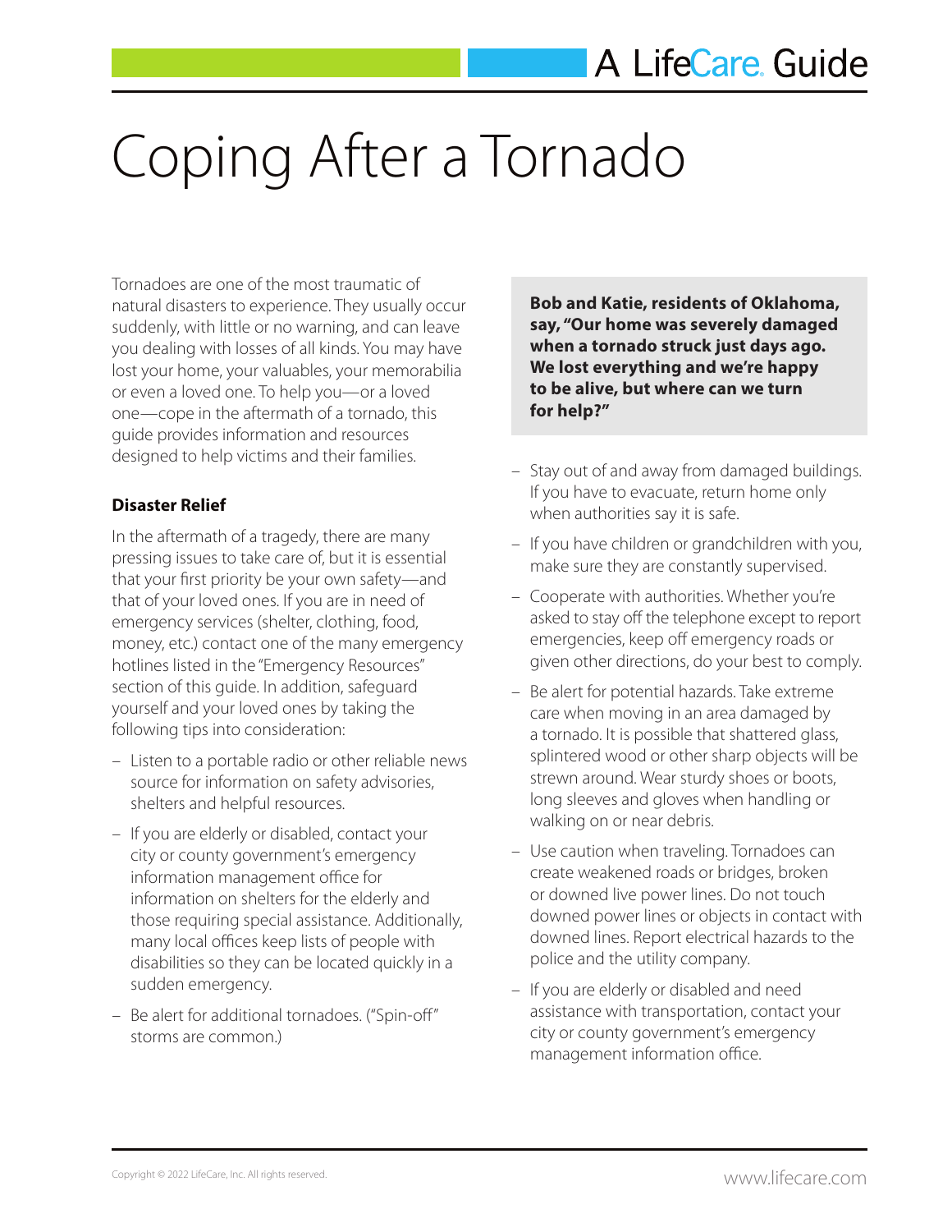A LifeCare Guide

# Coping After a Tornado

Tornadoes are one of the most traumatic of natural disasters to experience. They usually occur suddenly, with little or no warning, and can leave you dealing with losses of all kinds. You may have lost your home, your valuables, your memorabilia or even a loved one. To help you—or a loved one—cope in the aftermath of a tornado, this guide provides information and resources designed to help victims and their families.

**Bob and Katie, residents of Oklahoma, say, "Our home was severely damaged when a tornado struck just days ago. We lost everything and we're happy to be alive, but where can we turn for help?"**

### Disaster Relief

In the aftermath of a tragedy, there are many pressing issues to take care of, but it is essential that your first priority be your own safety—and that of your loved ones. If you are in need of emergency services (shelter, clothing, food, money, etc.) contact one of the many emergency hotlines listed in the "Emergency Resources" section of this guide. In addition, safeguard yourself and your loved ones by taking the following tips into consideration:

- Listen to a portable radio or other reliable news source for information on safety advisories, shelters and helpful resources.
- If you are elderly or disabled, contact your city or county government's emergency information management office for information on shelters for the elderly and those requiring special assistance. Additionally, many local offices keep lists of people with disabilities so they can be located quickly in a sudden emergency.
- Be alert for additional tornadoes. ("Spin-off" storms are common.)
- Stay out of and away from damaged buildings. If you have to evacuate, return home only when authorities say it is safe.
- If you have children or grandchildren with you, make sure they are constantly supervised.
- Cooperate with authorities. Whether you're asked to stay off the telephone except to report emergencies, keep off emergency roads or given other directions, do your best to comply.
- Be alert for potential hazards. Take extreme care when moving in an area damaged by a tornado. It is possible that shattered glass, splintered wood or other sharp objects will be strewn around. Wear sturdy shoes or boots, long sleeves and gloves when handling or walking on or near debris.
- Use caution when traveling. Tornadoes can create weakened roads or bridges, broken or downed live power lines. Do not touch downed power lines or objects in contact with downed lines. Report electrical hazards to the police and the utility company.
- If you are elderly or disabled and need assistance with transportation, contact your city or county government's emergency management information office.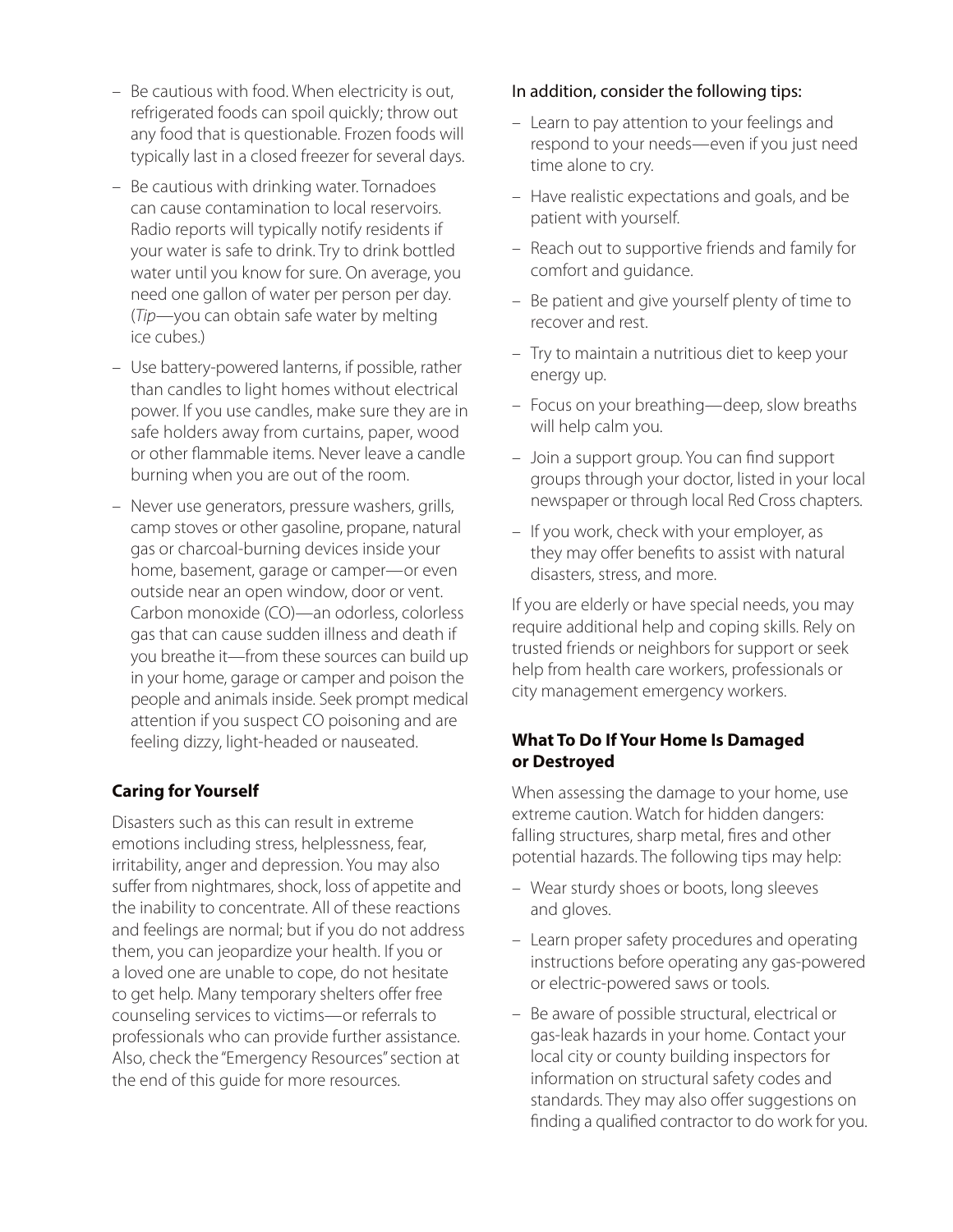- Be cautious with food. When electricity is out, refrigerated foods can spoil quickly; throw out any food that is questionable. Frozen foods will typically last in a closed freezer for several days.
- Be cautious with drinking water. Tornadoes can cause contamination to local reservoirs. Radio reports will typically notify residents if your water is safe to drink. Try to drink bottled water until you know for sure. On average, you need one gallon of water per person per day. (*Tip*—you can obtain safe water by melting ice cubes.)
- Use battery-powered lanterns, if possible, rather than candles to light homes without electrical power. If you use candles, make sure they are in safe holders away from curtains, paper, wood or other flammable items. Never leave a candle burning when you are out of the room.
- Never use generators, pressure washers, grills, camp stoves or other gasoline, propane, natural gas or charcoal-burning devices inside your home, basement, garage or camper—or even outside near an open window, door or vent. Carbon monoxide (CO)—an odorless, colorless gas that can cause sudden illness and death if you breathe it—from these sources can build up in your home, garage or camper and poison the people and animals inside. Seek prompt medical attention if you suspect CO poisoning and are feeling dizzy, light-headed or nauseated.

**Caring for Yourself**

Disasters such as this can result in extreme emotions including stress, helplessness, fear, irritability, anger and depression. You may also suffer from nightmares, shock, loss of appetite and the inability to concentrate. All of these reactions and feelings are normal; but if you do not address them, you can jeopardize your health. If you or a loved one are unable to cope, do not hesitate to get help. Many temporary shelters offer free counseling services to victims—or referrals to professionals who can provide further assistance. Also, check the "Emergency Resources" section at the end of this guide for more resources.

In addition, consider the following tips:

- Learn to pay attention to your feelings and respond to your needs—even if you just need time alone to cry.
- Have realistic expectations and goals, and be patient with yourself.
- Reach out to supportive friends and family for comfort and guidance.
- Be patient and give yourself plenty of time to recover and rest.
- Try to maintain a nutritious diet to keep your energy up.
- Focus on your breathing—deep, slow breaths will help calm you.
- Join a support group. You can find support groups through your doctor, listed in your local newspaper or through local Red Cross chapters.
- If you work, check with your employer, as they may offer benefits to assist with natural disasters, stress, and more.

If you are elderly or have special needs, you may require additional help and coping skills. Rely on trusted friends or neighbors for support or seek help from health care workers, professionals or city management emergency workers.

**What To Do If Your Home Is Damaged or Destroyed**

When assessing the damage to your home, use extreme caution. Watch for hidden dangers: falling structures, sharp metal, fires and other potential hazards. The following tips may help:

- Wear sturdy shoes or boots, long sleeves and gloves.
- Learn proper safety procedures and operating instructions before operating any gas-powered or electric-powered saws or tools.
- Be aware of possible structural, electrical or gas-leak hazards in your home. Contact your local city or county building inspectors for information on structural safety codes and standards. They may also offer suggestions on finding a qualified contractor to do work for you.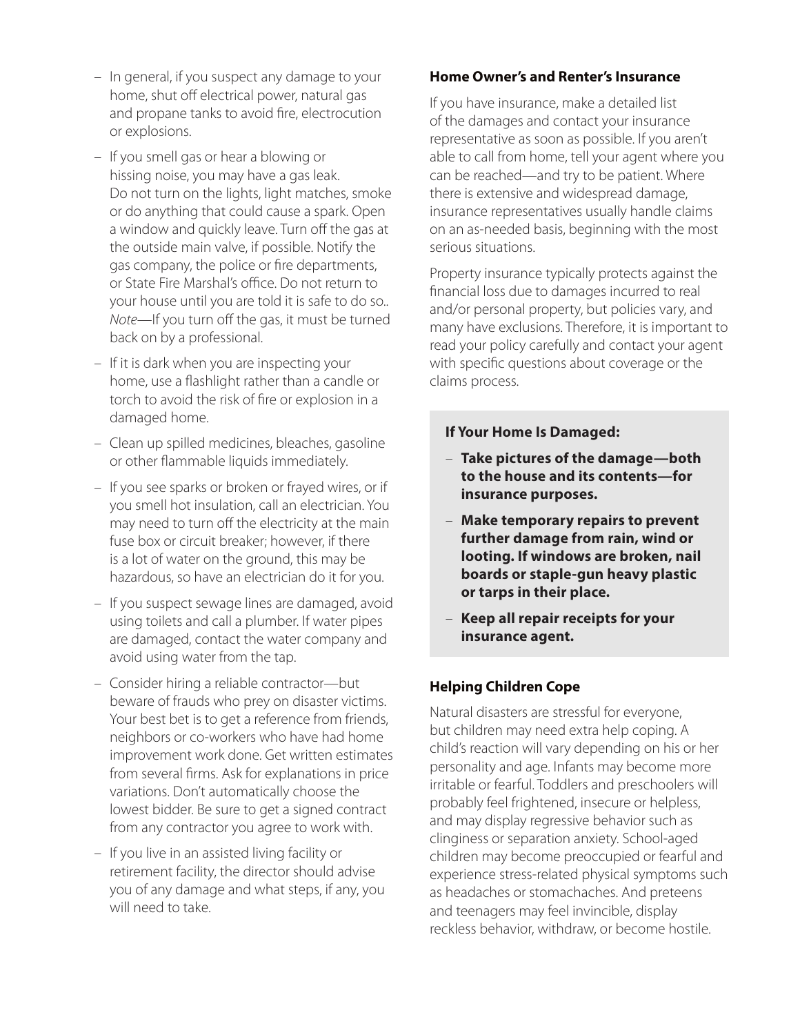- In general, if you suspect any damage to your home, shut off electrical power, natural gas and propane tanks to avoid fire, electrocution or explosions.
- If you smell gas or hear a blowing or hissing noise, you may have a gas leak. Do not turn on the lights, light matches, smoke or do anything that could cause a spark. Open a window and quickly leave. Turn off the gas at the outside main valve, if possible. Notify the gas company, the police or fire departments, or State Fire Marshal's office. Do not return to your house until you are told it is safe to do so.. *Note*—If you turn off the gas, it must be turned back on by a professional.
- If it is dark when you are inspecting your home, use a flashlight rather than a candle or torch to avoid the risk of fire or explosion in a damaged home.
- Clean up spilled medicines, bleaches, gasoline or other flammable liquids immediately.
- If you see sparks or broken or frayed wires, or if you smell hot insulation, call an electrician. You may need to turn off the electricity at the main fuse box or circuit breaker; however, if there is a lot of water on the ground, this may be hazardous, so have an electrician do it for you.
- If you suspect sewage lines are damaged, avoid using toilets and call a plumber. If water pipes are damaged, contact the water company and avoid using water from the tap.
- Consider hiring a reliable contractor—but beware of frauds who prey on disaster victims. Your best bet is to get a reference from friends, neighbors or co-workers who have had home improvement work done. Get written estimates from several firms. Ask for explanations in price variations. Don't automatically choose the lowest bidder. Be sure to get a signed contract from any contractor you agree to work with.
- If you live in an assisted living facility or retirement facility, the director should advise you of any damage and what steps, if any, you will need to take.

### Home Owner's and Renter's Insurance

If you have insurance, make a detailed list of the damages and contact your insurance representative as soon as possible. If you aren't able to call from home, tell your agent where you can be reached—and try to be patient. Where there is extensive and widespread damage, insurance representatives usually handle claims on an as-needed basis, beginning with the most serious situations.

Property insurance typically protects against the financial loss due to damages incurred to real and/or personal property, but policies vary, and many have exclusions. Therefore, it is important to read your policy carefully and contact your agent with specific questions about coverage or the claims process.

**If Your Home Is Damaged:**

- **Take pictures of the damage—both to the house and its contents—for insurance purposes.**
- **Make temporary repairs to prevent further damage from rain, wind or looting. If windows are broken, nail boards or staple-gun heavy plastic or tarps in their place.**
- **Keep all repair receipts for your insurance agent.**

### Helping Children Cope

Natural disasters are stressful for everyone, but children may need extra help coping. A child's reaction will vary depending on his or her personality and age. Infants may become more irritable or fearful. Toddlers and preschoolers will probably feel frightened, insecure or helpless, and may display regressive behavior such as clinginess or separation anxiety. School-aged children may become preoccupied or fearful and experience stress-related physical symptoms such as headaches or stomachaches. And preteens and teenagers may feel invincible, display reckless behavior, withdraw, or become hostile.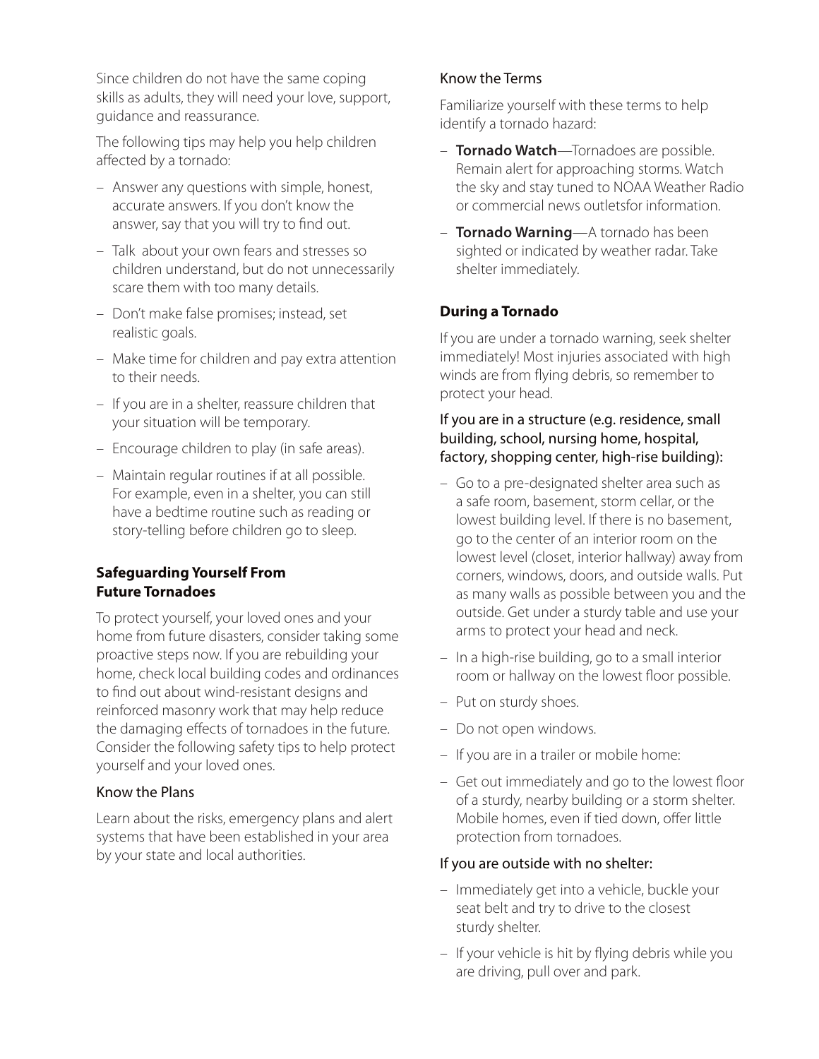Since children do not have the same coping skills as adults, they will need your love, support, guidance and reassurance.

The following tips may help you help children affected by a tornado:

- Answer any questions with simple, honest, accurate answers. If you don't know the answer, say that you will try to find out.
- Talk about your own fears and stresses so children understand, but do not unnecessarily scare them with too many details.
- Don't make false promises; instead, set realistic goals.
- Make time for children and pay extra attention to their needs.
- If you are in a shelter, reassure children that your situation will be temporary.
- Encourage children to play (in safe areas).
- Maintain regular routines if at all possible. For example, even in a shelter, you can still have a bedtime routine such as reading or story-telling before children go to sleep.

## Safeguarding Yourself From Future Tornadoes

To protect yourself, your loved ones and your home from future disasters, consider taking some proactive steps now. If you are rebuilding your home, check local building codes and ordinances to find out about wind-resistant designs and reinforced masonry work that may help reduce the damaging effects of tornadoes in the future. Consider the following safety tips to help protect yourself and your loved ones.

### Know the Plans

Learn about the risks, emergency plans and alert systems that have been established in your area by your state and local authorities.

### Know the Terms

Familiarize yourself with these terms to help identify a tornado hazard:

- **Tornado Watch**—Tornadoes are possible. Remain alert for approaching storms. Watch the sky and stay tuned to NOAA Weather Radio or commercial news outletsfor information.
- **Tornado Warning**—A tornado has been sighted or indicated by weather radar. Take shelter immediately.

## During a Tornado

If you are under a tornado warning, seek shelter immediately! Most injuries associated with high winds are from flying debris, so remember to protect your head.

### If you are in a structure (e.g. residence, small building, school, nursing home, hospital, factory, shopping center, high-rise building):

- Go to a pre-designated shelter area such as a safe room, basement, storm cellar, or the lowest building level. If there is no basement, go to the center of an interior room on the lowest level (closet, interior hallway) away from corners, windows, doors, and outside walls. Put as many walls as possible between you and the outside. Get under a sturdy table and use your arms to protect your head and neck.
- In a high-rise building, go to a small interior room or hallway on the lowest floor possible.
- Put on sturdy shoes.
- Do not open windows.
- If you are in a trailer or mobile home:
- Get out immediately and go to the lowest floor of a sturdy, nearby building or a storm shelter. Mobile homes, even if tied down, offer little protection from tornadoes.

### If you are outside with no shelter:

- Immediately get into a vehicle, buckle your seat belt and try to drive to the closest sturdy shelter.
- If your vehicle is hit by flying debris while you are driving, pull over and park.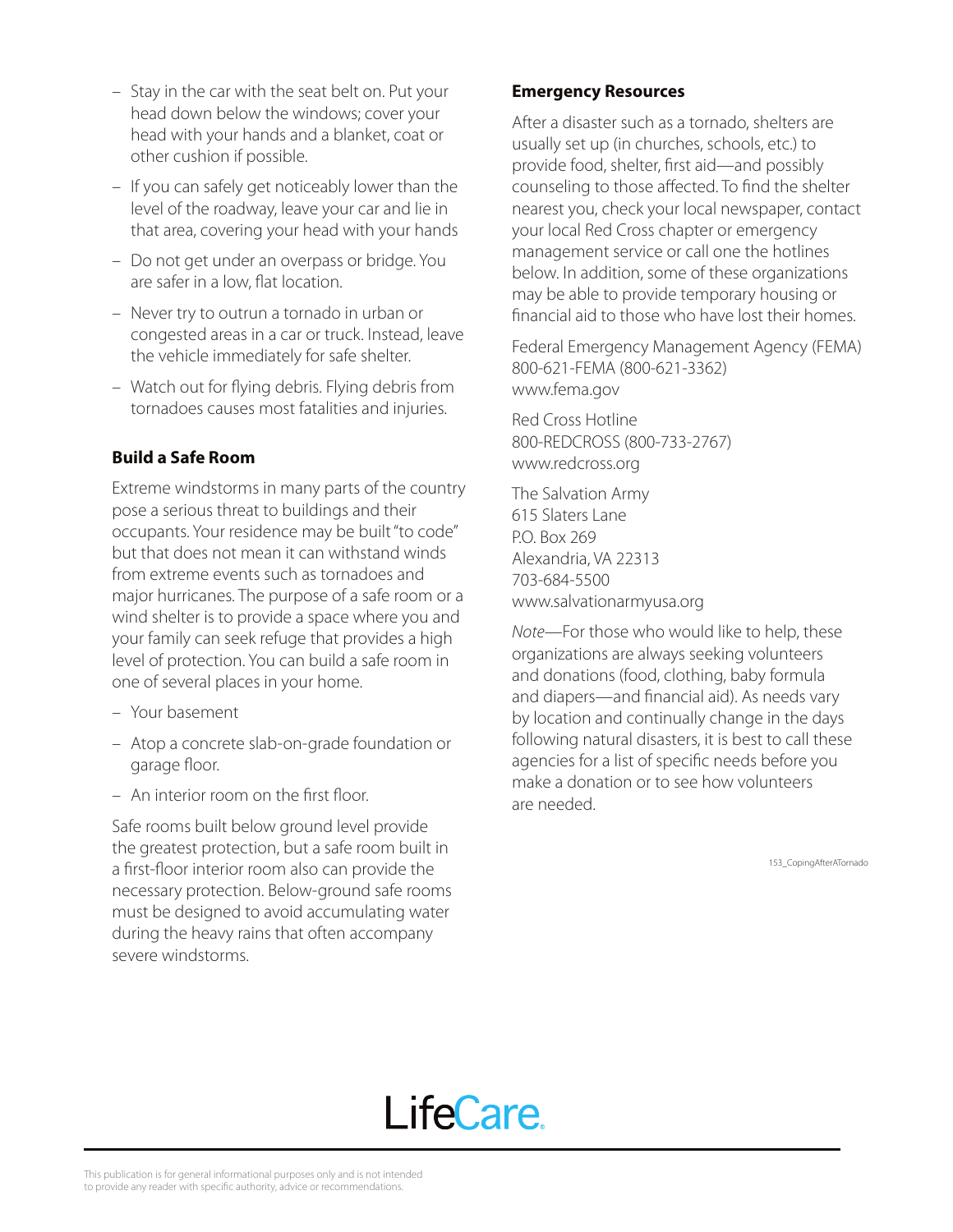- Stay in the car with the seat belt on. Put your head down below the windows; cover your head with your hands and a blanket, coat or other cushion if possible.
- If you can safely get noticeably lower than the level of the roadway, leave your car and lie in that area, covering your head with your hands
- Do not get under an overpass or bridge. You are safer in a low, flat location.
- Never try to outrun a tornado in urban or congested areas in a car or truck. Instead, leave the vehicle immediately for safe shelter.
- Watch out for flying debris. Flying debris from tornadoes causes most fatalities and injuries.

**Build a Safe Room**

Extreme windstorms in many parts of the country pose a serious threat to buildings and their occupants. Your residence may be built "to code" but that does not mean it can withstand winds from extreme events such as tornadoes and major hurricanes. The purpose of a safe room or a wind shelter is to provide a space where you and your family can seek refuge that provides a high level of protection. You can build a safe room in one of several places in your home.

- Your basement
- Atop a concrete slab-on-grade foundation or garage floor.
- An interior room on the first floor.

Safe rooms built below ground level provide the greatest protection, but a safe room built in a first-floor interior room also can provide the necessary protection. Below-ground safe rooms must be designed to avoid accumulating water during the heavy rains that often accompany severe windstorms.

**Emergency Resources**

After a disaster such as a tornado, shelters are usually set up (in churches, schools, etc.) to provide food, shelter, first aid—and possibly counseling to those affected. To find the shelter nearest you, check your local newspaper, contact your local Red Cross chapter or emergency management service or call one the hotlines below. In addition, some of these organizations may be able to provide temporary housing or financial aid to those who have lost their homes.

Federal Emergency Management Agency (FEMA)
800-621-FEMA (800-621-3362)
www.fema.gov

Red Cross Hotline
800-REDCROSS (800-733-2767)
www.redcross.org

The Salvation Army
615 Slaters Lane
P.O. Box 269
Alexandria, VA 22313
703-684-5500
www.salvationarmyusa.org

*Note*—For those who would like to help, these organizations are always seeking volunteers and donations (food, clothing, baby formula and diapers—and financial aid). As needs vary by location and continually change in the days following natural disasters, it is best to call these agencies for a list of specific needs before you make a donation or to see how volunteers are needed.

153_CopingAfterATornado

LifeCare

This publication is for general informational purposes only and is not intended to provide any reader with specific authority, advice or recommendations.